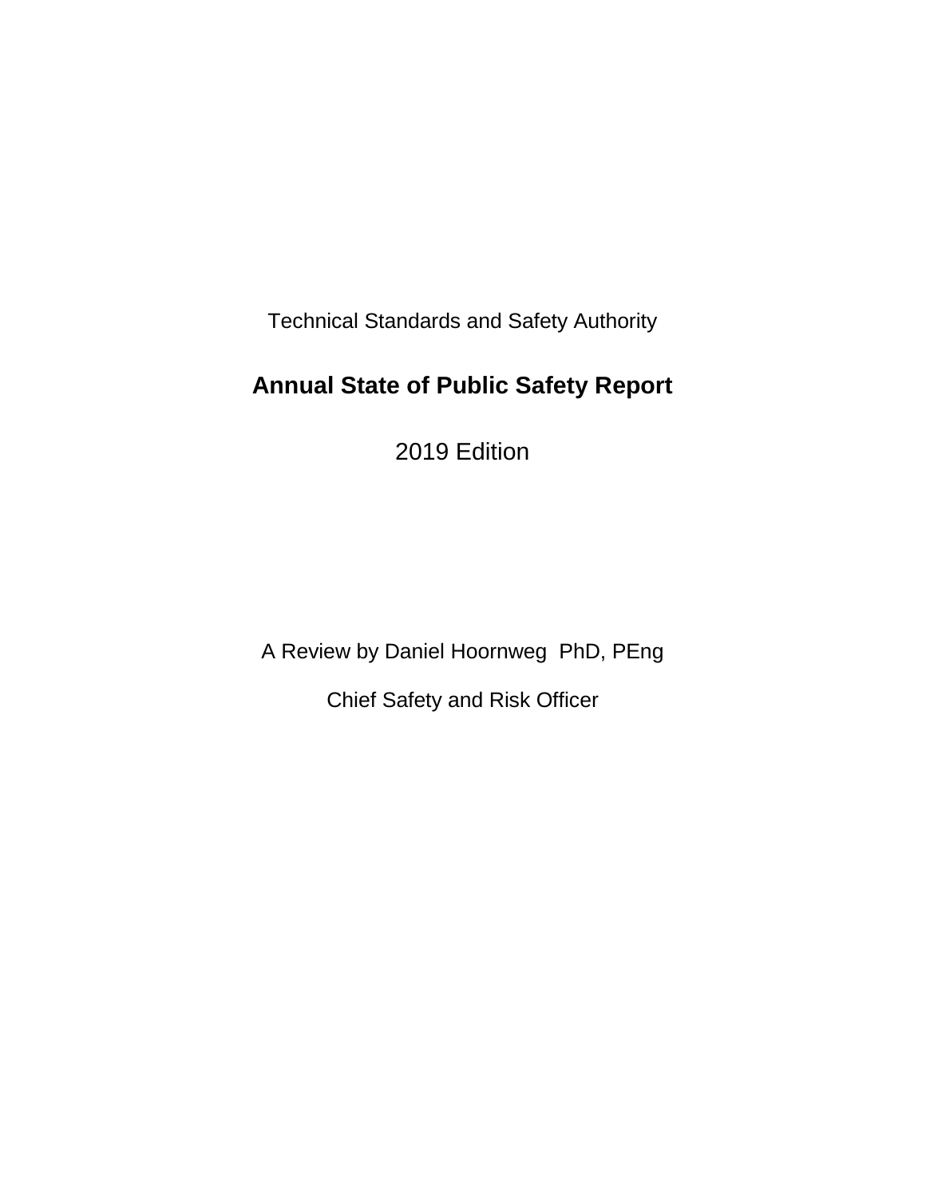Technical Standards and Safety Authority

# Annual State of Public Safety Report

2019 Edition

A Review by Daniel Hoornweg PhD, PEng

Chief Safety and Risk Officer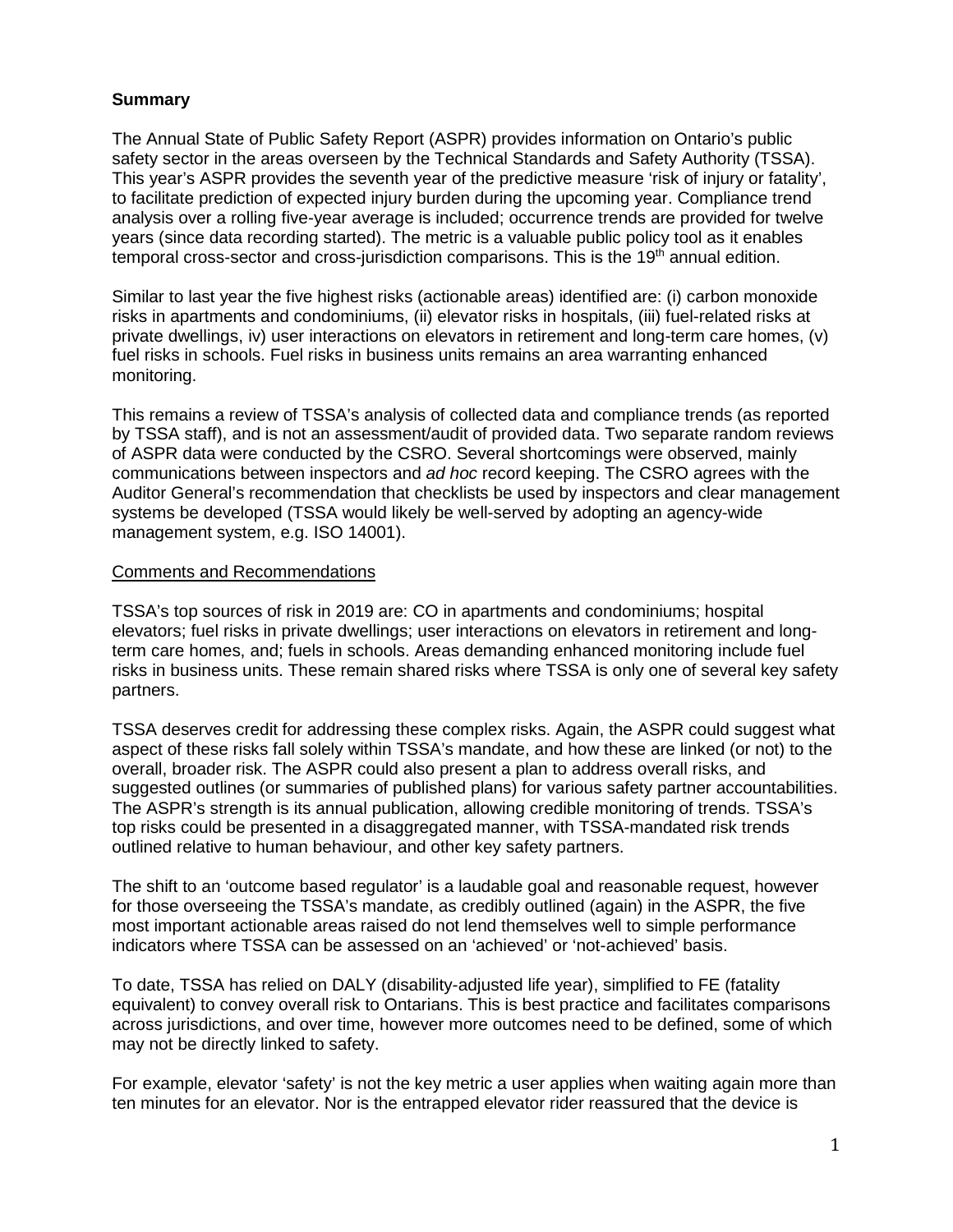**Summary**

The Annual State of Public Safety Report (ASPR) provides information on Ontario's public safety sector in the areas overseen by the Technical Standards and Safety Authority (TSSA). This year's ASPR provides the seventh year of the predictive measure 'risk of injury or fatality', to facilitate prediction of expected injury burden during the upcoming year. Compliance trend analysis over a rolling five-year average is included; occurrence trends are provided for twelve years (since data recording started). The metric is a valuable public policy tool as it enables temporal cross-sector and cross-jurisdiction comparisons. This is the 19th annual edition.

Similar to last year the five highest risks (actionable areas) identified are: (i) carbon monoxide risks in apartments and condominiums, (ii) elevator risks in hospitals, (iii) fuel-related risks at private dwellings, iv) user interactions on elevators in retirement and long-term care homes, (v) fuel risks in schools. Fuel risks in business units remains an area warranting enhanced monitoring.

This remains a review of TSSA's analysis of collected data and compliance trends (as reported by TSSA staff), and is not an assessment/audit of provided data. Two separate random reviews of ASPR data were conducted by the CSRO. Several shortcomings were observed, mainly communications between inspectors and *ad hoc* record keeping. The CSRO agrees with the Auditor General's recommendation that checklists be used by inspectors and clear management systems be developed (TSSA would likely be well-served by adopting an agency-wide management system, e.g. ISO 14001).

Comments and Recommendations

TSSA's top sources of risk in 2019 are: CO in apartments and condominiums; hospital elevators; fuel risks in private dwellings; user interactions on elevators in retirement and long-term care homes, and; fuels in schools. Areas demanding enhanced monitoring include fuel risks in business units. These remain shared risks where TSSA is only one of several key safety partners.

TSSA deserves credit for addressing these complex risks. Again, the ASPR could suggest what aspect of these risks fall solely within TSSA's mandate, and how these are linked (or not) to the overall, broader risk. The ASPR could also present a plan to address overall risks, and suggested outlines (or summaries of published plans) for various safety partner accountabilities. The ASPR's strength is its annual publication, allowing credible monitoring of trends. TSSA's top risks could be presented in a disaggregated manner, with TSSA-mandated risk trends outlined relative to human behaviour, and other key safety partners.

The shift to an 'outcome based regulator' is a laudable goal and reasonable request, however for those overseeing the TSSA's mandate, as credibly outlined (again) in the ASPR, the five most important actionable areas raised do not lend themselves well to simple performance indicators where TSSA can be assessed on an 'achieved' or 'not-achieved' basis.

To date, TSSA has relied on DALY (disability-adjusted life year), simplified to FE (fatality equivalent) to convey overall risk to Ontarians. This is best practice and facilitates comparisons across jurisdictions, and over time, however more outcomes need to be defined, some of which may not be directly linked to safety.

For example, elevator 'safety' is not the key metric a user applies when waiting again more than ten minutes for an elevator. Nor is the entrapped elevator rider reassured that the device is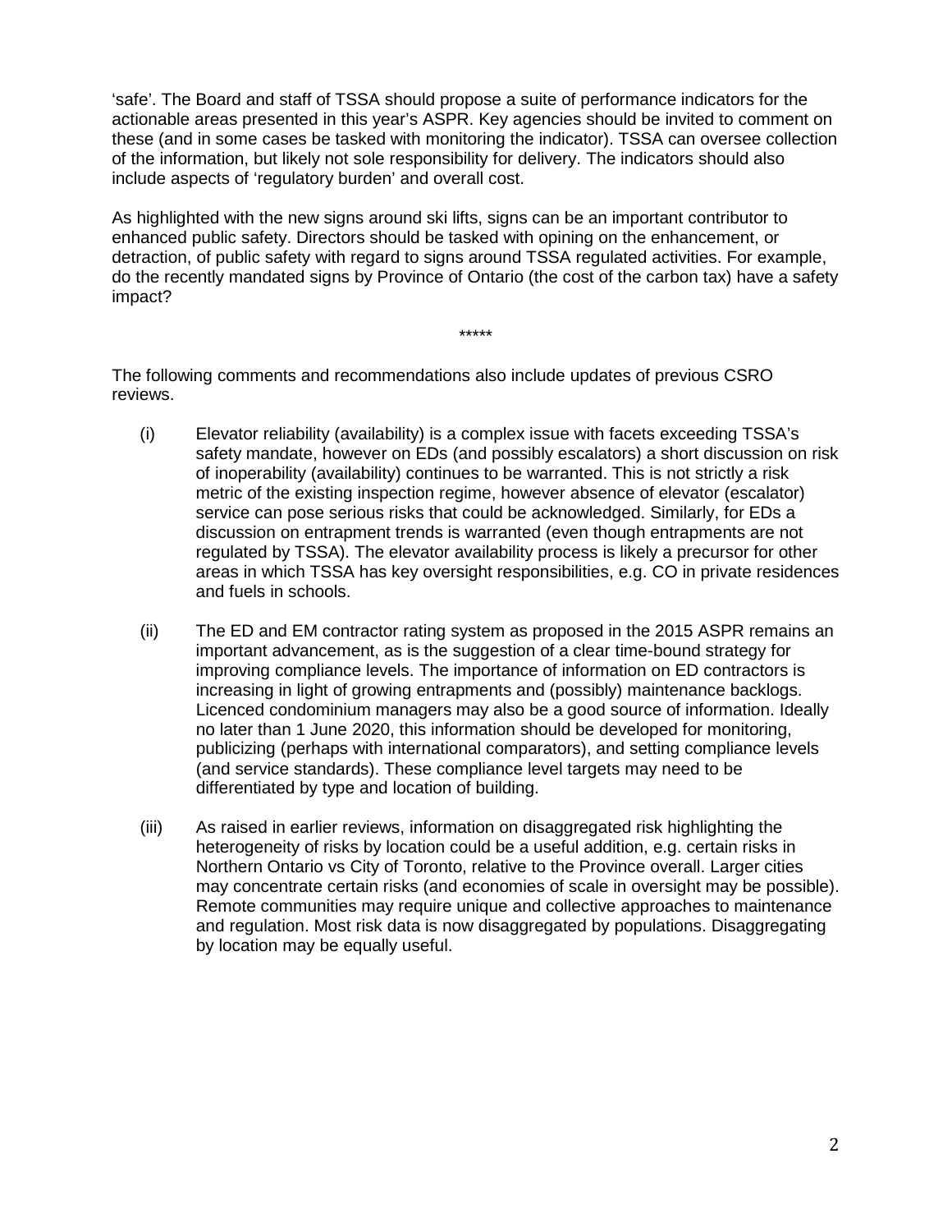'safe'. The Board and staff of TSSA should propose a suite of performance indicators for the actionable areas presented in this year's ASPR. Key agencies should be invited to comment on these (and in some cases be tasked with monitoring the indicator). TSSA can oversee collection of the information, but likely not sole responsibility for delivery. The indicators should also include aspects of 'regulatory burden' and overall cost.

As highlighted with the new signs around ski lifts, signs can be an important contributor to enhanced public safety. Directors should be tasked with opining on the enhancement, or detraction, of public safety with regard to signs around TSSA regulated activities. For example, do the recently mandated signs by Province of Ontario (the cost of the carbon tax) have a safety impact?

*****

The following comments and recommendations also include updates of previous CSRO reviews.

(i) Elevator reliability (availability) is a complex issue with facets exceeding TSSA's safety mandate, however on EDs (and possibly escalators) a short discussion on risk of inoperability (availability) continues to be warranted. This is not strictly a risk metric of the existing inspection regime, however absence of elevator (escalator) service can pose serious risks that could be acknowledged. Similarly, for EDs a discussion on entrapment trends is warranted (even though entrapments are not regulated by TSSA). The elevator availability process is likely a precursor for other areas in which TSSA has key oversight responsibilities, e.g. CO in private residences and fuels in schools.

(ii) The ED and EM contractor rating system as proposed in the 2015 ASPR remains an important advancement, as is the suggestion of a clear time-bound strategy for improving compliance levels. The importance of information on ED contractors is increasing in light of growing entrapments and (possibly) maintenance backlogs. Licenced condominium managers may also be a good source of information. Ideally no later than 1 June 2020, this information should be developed for monitoring, publicizing (perhaps with international comparators), and setting compliance levels (and service standards). These compliance level targets may need to be differentiated by type and location of building.

(iii) As raised in earlier reviews, information on disaggregated risk highlighting the heterogeneity of risks by location could be a useful addition, e.g. certain risks in Northern Ontario vs City of Toronto, relative to the Province overall. Larger cities may concentrate certain risks (and economies of scale in oversight may be possible). Remote communities may require unique and collective approaches to maintenance and regulation. Most risk data is now disaggregated by populations. Disaggregating by location may be equally useful.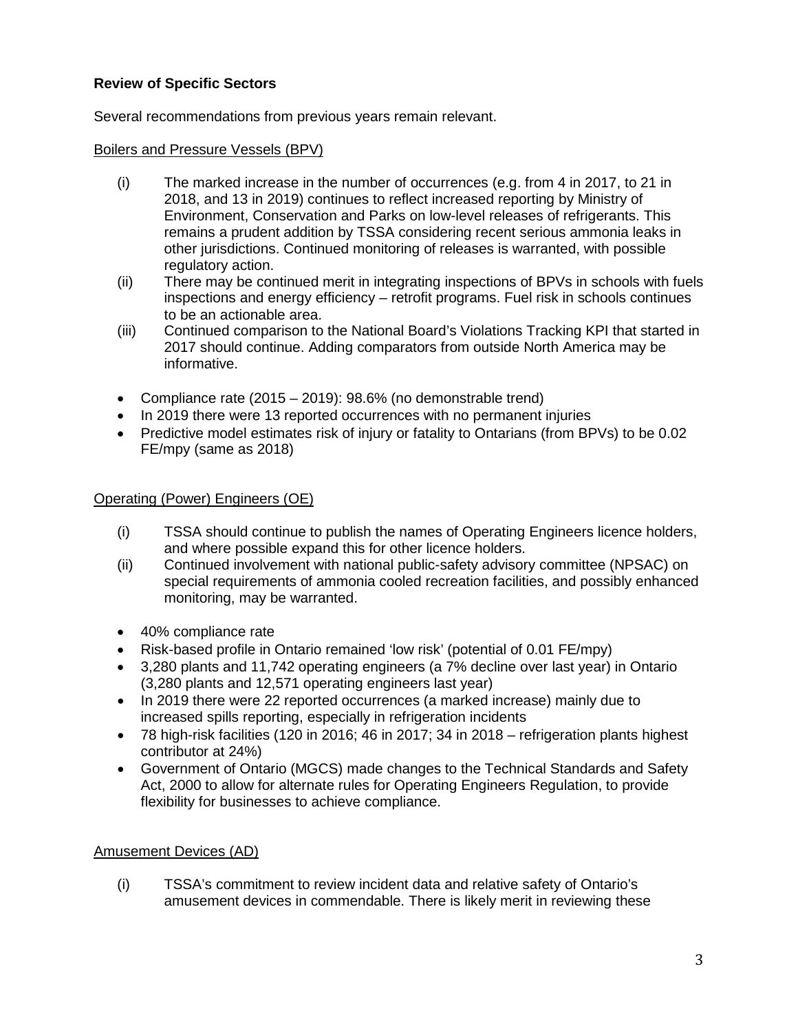**Review of Specific Sectors**

Several recommendations from previous years remain relevant.

Boilers and Pressure Vessels (BPV)

(i) The marked increase in the number of occurrences (e.g. from 4 in 2017, to 21 in 2018, and 13 in 2019) continues to reflect increased reporting by Ministry of Environment, Conservation and Parks on low-level releases of refrigerants. This remains a prudent addition by TSSA considering recent serious ammonia leaks in other jurisdictions. Continued monitoring of releases is warranted, with possible regulatory action.

(ii) There may be continued merit in integrating inspections of BPVs in schools with fuels inspections and energy efficiency – retrofit programs. Fuel risk in schools continues to be an actionable area.

(iii) Continued comparison to the National Board's Violations Tracking KPI that started in 2017 should continue. Adding comparators from outside North America may be informative.

- Compliance rate (2015 – 2019): 98.6% (no demonstrable trend)
- In 2019 there were 13 reported occurrences with no permanent injuries
- Predictive model estimates risk of injury or fatality to Ontarians (from BPVs) to be 0.02 FE/mpy (same as 2018)

Operating (Power) Engineers (OE)

(i) TSSA should continue to publish the names of Operating Engineers licence holders, and where possible expand this for other licence holders.

(ii) Continued involvement with national public-safety advisory committee (NPSAC) on special requirements of ammonia cooled recreation facilities, and possibly enhanced monitoring, may be warranted.

- 40% compliance rate
- Risk-based profile in Ontario remained 'low risk' (potential of 0.01 FE/mpy)
- 3,280 plants and 11,742 operating engineers (a 7% decline over last year) in Ontario (3,280 plants and 12,571 operating engineers last year)
- In 2019 there were 22 reported occurrences (a marked increase) mainly due to increased spills reporting, especially in refrigeration incidents
- 78 high-risk facilities (120 in 2016; 46 in 2017; 34 in 2018 – refrigeration plants highest contributor at 24%)
- Government of Ontario (MGCS) made changes to the Technical Standards and Safety Act, 2000 to allow for alternate rules for Operating Engineers Regulation, to provide flexibility for businesses to achieve compliance.

Amusement Devices (AD)

(i) TSSA's commitment to review incident data and relative safety of Ontario's amusement devices in commendable. There is likely merit in reviewing these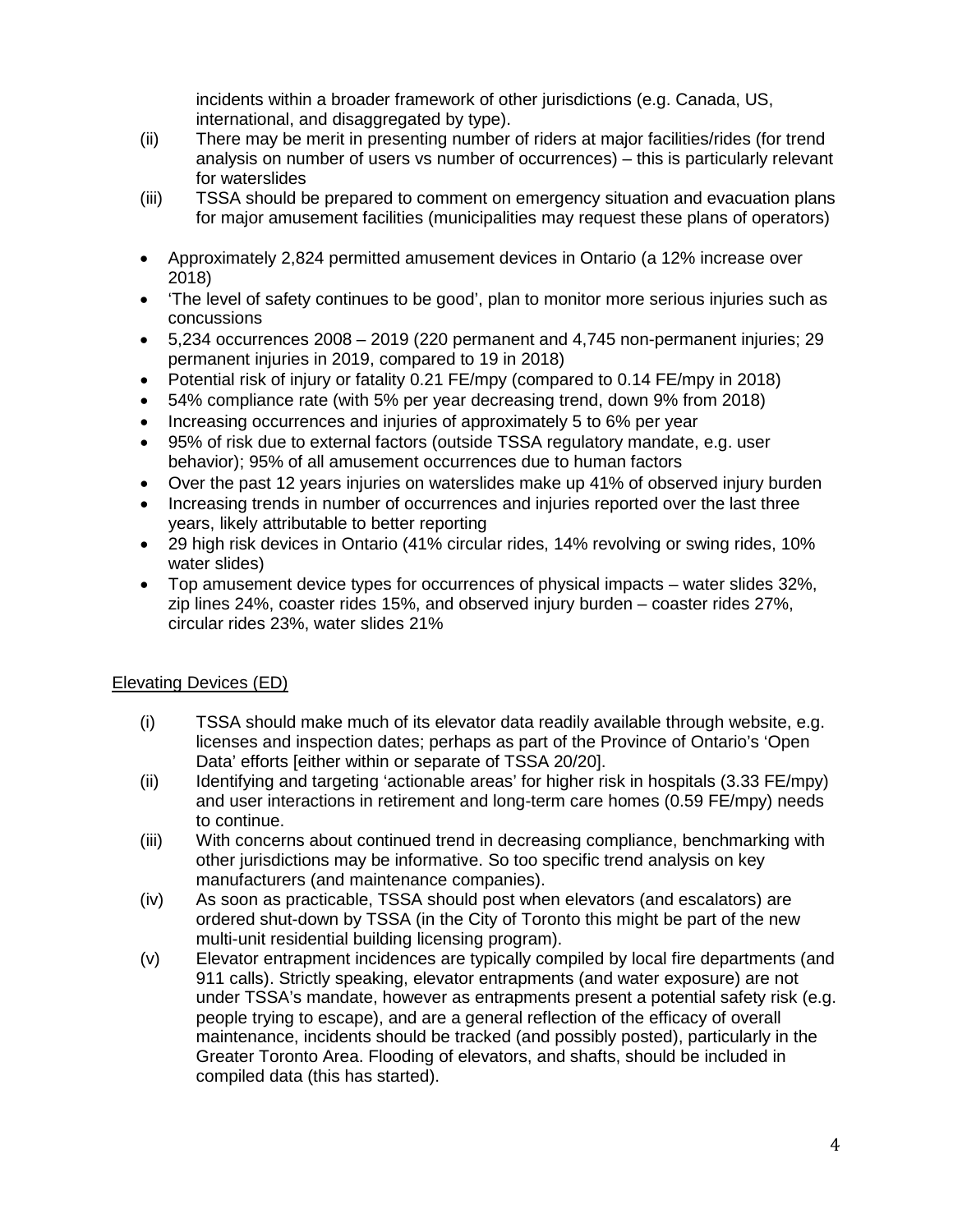incidents within a broader framework of other jurisdictions (e.g. Canada, US, international, and disaggregated by type).

(ii) There may be merit in presenting number of riders at major facilities/rides (for trend analysis on number of users vs number of occurrences) – this is particularly relevant for waterslides

(iii) TSSA should be prepared to comment on emergency situation and evacuation plans for major amusement facilities (municipalities may request these plans of operators)

- Approximately 2,824 permitted amusement devices in Ontario (a 12% increase over 2018)
- 'The level of safety continues to be good', plan to monitor more serious injuries such as concussions
- 5,234 occurrences 2008 – 2019 (220 permanent and 4,745 non-permanent injuries; 29 permanent injuries in 2019, compared to 19 in 2018)
- Potential risk of injury or fatality 0.21 FE/mpy (compared to 0.14 FE/mpy in 2018)
- 54% compliance rate (with 5% per year decreasing trend, down 9% from 2018)
- Increasing occurrences and injuries of approximately 5 to 6% per year
- 95% of risk due to external factors (outside TSSA regulatory mandate, e.g. user behavior); 95% of all amusement occurrences due to human factors
- Over the past 12 years injuries on waterslides make up 41% of observed injury burden
- Increasing trends in number of occurrences and injuries reported over the last three years, likely attributable to better reporting
- 29 high risk devices in Ontario (41% circular rides, 14% revolving or swing rides, 10% water slides)
- Top amusement device types for occurrences of physical impacts – water slides 32%, zip lines 24%, coaster rides 15%, and observed injury burden – coaster rides 27%, circular rides 23%, water slides 21%

Elevating Devices (ED)

(i) TSSA should make much of its elevator data readily available through website, e.g. licenses and inspection dates; perhaps as part of the Province of Ontario's 'Open Data' efforts [either within or separate of TSSA 20/20].

(ii) Identifying and targeting 'actionable areas' for higher risk in hospitals (3.33 FE/mpy) and user interactions in retirement and long-term care homes (0.59 FE/mpy) needs to continue.

(iii) With concerns about continued trend in decreasing compliance, benchmarking with other jurisdictions may be informative. So too specific trend analysis on key manufacturers (and maintenance companies).

(iv) As soon as practicable, TSSA should post when elevators (and escalators) are ordered shut-down by TSSA (in the City of Toronto this might be part of the new multi-unit residential building licensing program).

(v) Elevator entrapment incidences are typically compiled by local fire departments (and 911 calls). Strictly speaking, elevator entrapments (and water exposure) are not under TSSA's mandate, however as entrapments present a potential safety risk (e.g. people trying to escape), and are a general reflection of the efficacy of overall maintenance, incidents should be tracked (and possibly posted), particularly in the Greater Toronto Area. Flooding of elevators, and shafts, should be included in compiled data (this has started).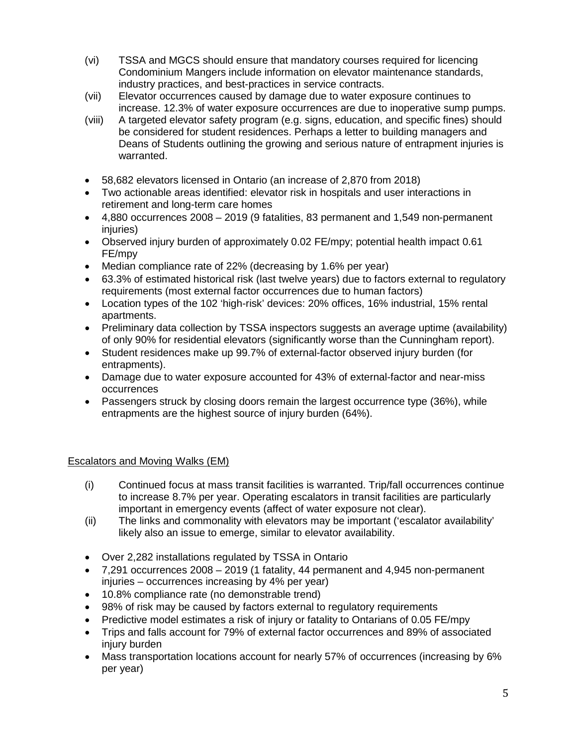(vi) TSSA and MGCS should ensure that mandatory courses required for licencing Condominium Mangers include information on elevator maintenance standards, industry practices, and best-practices in service contracts.

(vii) Elevator occurrences caused by damage due to water exposure continues to increase. 12.3% of water exposure occurrences are due to inoperative sump pumps.

(viii) A targeted elevator safety program (e.g. signs, education, and specific fines) should be considered for student residences. Perhaps a letter to building managers and Deans of Students outlining the growing and serious nature of entrapment injuries is warranted.

- 58,682 elevators licensed in Ontario (an increase of 2,870 from 2018)
- Two actionable areas identified: elevator risk in hospitals and user interactions in retirement and long-term care homes
- 4,880 occurrences 2008 – 2019 (9 fatalities, 83 permanent and 1,549 non-permanent injuries)
- Observed injury burden of approximately 0.02 FE/mpy; potential health impact 0.61 FE/mpy
- Median compliance rate of 22% (decreasing by 1.6% per year)
- 63.3% of estimated historical risk (last twelve years) due to factors external to regulatory requirements (most external factor occurrences due to human factors)
- Location types of the 102 'high-risk' devices: 20% offices, 16% industrial, 15% rental apartments.
- Preliminary data collection by TSSA inspectors suggests an average uptime (availability) of only 90% for residential elevators (significantly worse than the Cunningham report).
- Student residences make up 99.7% of external-factor observed injury burden (for entrapments).
- Damage due to water exposure accounted for 43% of external-factor and near-miss occurrences
- Passengers struck by closing doors remain the largest occurrence type (36%), while entrapments are the highest source of injury burden (64%).

<u>Escalators and Moving Walks (EM)</u>

(i) Continued focus at mass transit facilities is warranted. Trip/fall occurrences continue to increase 8.7% per year. Operating escalators in transit facilities are particularly important in emergency events (affect of water exposure not clear).

(ii) The links and commonality with elevators may be important ('escalator availability' likely also an issue to emerge, similar to elevator availability.

- Over 2,282 installations regulated by TSSA in Ontario
- 7,291 occurrences 2008 – 2019 (1 fatality, 44 permanent and 4,945 non-permanent injuries – occurrences increasing by 4% per year)
- 10.8% compliance rate (no demonstrable trend)
- 98% of risk may be caused by factors external to regulatory requirements
- Predictive model estimates a risk of injury or fatality to Ontarians of 0.05 FE/mpy
- Trips and falls account for 79% of external factor occurrences and 89% of associated injury burden
- Mass transportation locations account for nearly 57% of occurrences (increasing by 6% per year)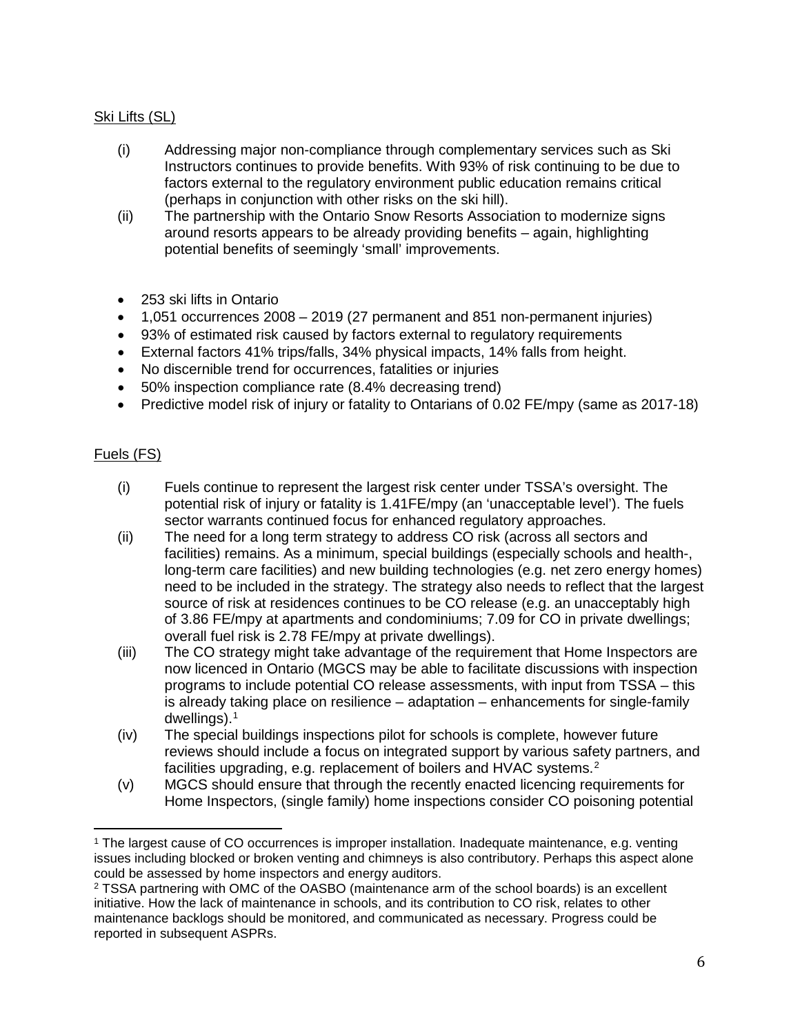Ski Lifts (SL)

(i) Addressing major non-compliance through complementary services such as Ski Instructors continues to provide benefits. With 93% of risk continuing to be due to factors external to the regulatory environment public education remains critical (perhaps in conjunction with other risks on the ski hill).

(ii) The partnership with the Ontario Snow Resorts Association to modernize signs around resorts appears to be already providing benefits – again, highlighting potential benefits of seemingly 'small' improvements.

- 253 ski lifts in Ontario
- 1,051 occurrences 2008 – 2019 (27 permanent and 851 non-permanent injuries)
- 93% of estimated risk caused by factors external to regulatory requirements
- External factors 41% trips/falls, 34% physical impacts, 14% falls from height.
- No discernible trend for occurrences, fatalities or injuries
- 50% inspection compliance rate (8.4% decreasing trend)
- Predictive model risk of injury or fatality to Ontarians of 0.02 FE/mpy (same as 2017-18)

Fuels (FS)

(i) Fuels continue to represent the largest risk center under TSSA's oversight. The potential risk of injury or fatality is 1.41FE/mpy (an 'unacceptable level'). The fuels sector warrants continued focus for enhanced regulatory approaches.

(ii) The need for a long term strategy to address CO risk (across all sectors and facilities) remains. As a minimum, special buildings (especially schools and health-, long-term care facilities) and new building technologies (e.g. net zero energy homes) need to be included in the strategy. The strategy also needs to reflect that the largest source of risk at residences continues to be CO release (e.g. an unacceptably high of 3.86 FE/mpy at apartments and condominiums; 7.09 for CO in private dwellings; overall fuel risk is 2.78 FE/mpy at private dwellings).

(iii) The CO strategy might take advantage of the requirement that Home Inspectors are now licenced in Ontario (MGCS may be able to facilitate discussions with inspection programs to include potential CO release assessments, with input from TSSA – this is already taking place on resilience – adaptation – enhancements for single-family dwellings).[1]

(iv) The special buildings inspections pilot for schools is complete, however future reviews should include a focus on integrated support by various safety partners, and facilities upgrading, e.g. replacement of boilers and HVAC systems.[2]

(v) MGCS should ensure that through the recently enacted licencing requirements for Home Inspectors, (single family) home inspections consider CO poisoning potential

[1] The largest cause of CO occurrences is improper installation. Inadequate maintenance, e.g. venting issues including blocked or broken venting and chimneys is also contributory. Perhaps this aspect alone could be assessed by home inspectors and energy auditors.

[2] TSSA partnering with OMC of the OASBO (maintenance arm of the school boards) is an excellent initiative. How the lack of maintenance in schools, and its contribution to CO risk, relates to other maintenance backlogs should be monitored, and communicated as necessary. Progress could be reported in subsequent ASPRs.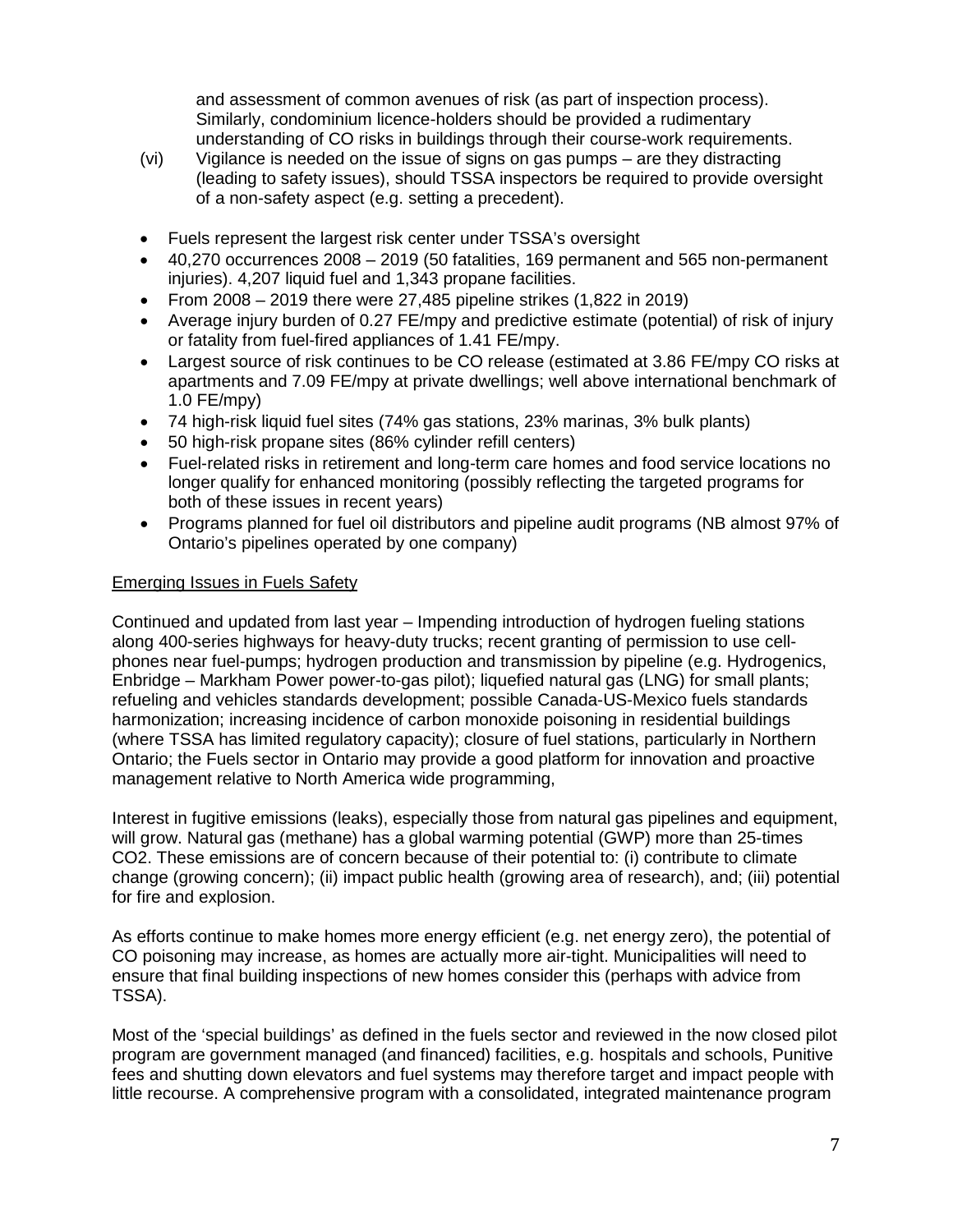and assessment of common avenues of risk (as part of inspection process). Similarly, condominium licence-holders should be provided a rudimentary understanding of CO risks in buildings through their course-work requirements.

(vi) Vigilance is needed on the issue of signs on gas pumps – are they distracting (leading to safety issues), should TSSA inspectors be required to provide oversight of a non-safety aspect (e.g. setting a precedent).

- Fuels represent the largest risk center under TSSA's oversight
- 40,270 occurrences 2008 – 2019 (50 fatalities, 169 permanent and 565 non-permanent injuries). 4,207 liquid fuel and 1,343 propane facilities.
- From 2008 – 2019 there were 27,485 pipeline strikes (1,822 in 2019)
- Average injury burden of 0.27 FE/mpy and predictive estimate (potential) of risk of injury or fatality from fuel-fired appliances of 1.41 FE/mpy.
- Largest source of risk continues to be CO release (estimated at 3.86 FE/mpy CO risks at apartments and 7.09 FE/mpy at private dwellings; well above international benchmark of 1.0 FE/mpy)
- 74 high-risk liquid fuel sites (74% gas stations, 23% marinas, 3% bulk plants)
- 50 high-risk propane sites (86% cylinder refill centers)
- Fuel-related risks in retirement and long-term care homes and food service locations no longer qualify for enhanced monitoring (possibly reflecting the targeted programs for both of these issues in recent years)
- Programs planned for fuel oil distributors and pipeline audit programs (NB almost 97% of Ontario's pipelines operated by one company)

Emerging Issues in Fuels Safety

Continued and updated from last year – Impending introduction of hydrogen fueling stations along 400-series highways for heavy-duty trucks; recent granting of permission to use cell-phones near fuel-pumps; hydrogen production and transmission by pipeline (e.g. Hydrogenics, Enbridge – Markham Power power-to-gas pilot); liquefied natural gas (LNG) for small plants; refueling and vehicles standards development; possible Canada-US-Mexico fuels standards harmonization; increasing incidence of carbon monoxide poisoning in residential buildings (where TSSA has limited regulatory capacity); closure of fuel stations, particularly in Northern Ontario; the Fuels sector in Ontario may provide a good platform for innovation and proactive management relative to North America wide programming,

Interest in fugitive emissions (leaks), especially those from natural gas pipelines and equipment, will grow. Natural gas (methane) has a global warming potential (GWP) more than 25-times $CO_2$. These emissions are of concern because of their potential to: (i) contribute to climate change (growing concern); (ii) impact public health (growing area of research), and; (iii) potential for fire and explosion.

As efforts continue to make homes more energy efficient (e.g. net energy zero), the potential of CO poisoning may increase, as homes are actually more air-tight. Municipalities will need to ensure that final building inspections of new homes consider this (perhaps with advice from TSSA).

Most of the 'special buildings' as defined in the fuels sector and reviewed in the now closed pilot program are government managed (and financed) facilities, e.g. hospitals and schools, Punitive fees and shutting down elevators and fuel systems may therefore target and impact people with little recourse. A comprehensive program with a consolidated, integrated maintenance program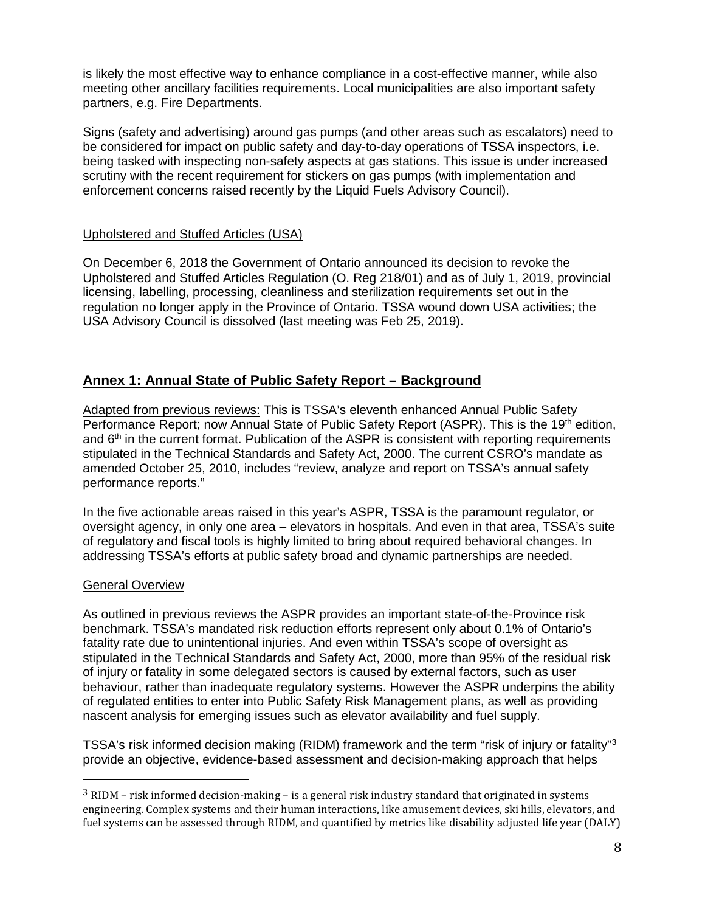is likely the most effective way to enhance compliance in a cost-effective manner, while also meeting other ancillary facilities requirements. Local municipalities are also important safety partners, e.g. Fire Departments.

Signs (safety and advertising) around gas pumps (and other areas such as escalators) need to be considered for impact on public safety and day-to-day operations of TSSA inspectors, i.e. being tasked with inspecting non-safety aspects at gas stations. This issue is under increased scrutiny with the recent requirement for stickers on gas pumps (with implementation and enforcement concerns raised recently by the Liquid Fuels Advisory Council).

Upholstered and Stuffed Articles (USA)

On December 6, 2018 the Government of Ontario announced its decision to revoke the Upholstered and Stuffed Articles Regulation (O. Reg 218/01) and as of July 1, 2019, provincial licensing, labelling, processing, cleanliness and sterilization requirements set out in the regulation no longer apply in the Province of Ontario. TSSA wound down USA activities; the USA Advisory Council is dissolved (last meeting was Feb 25, 2019).

## Annex 1: Annual State of Public Safety Report – Background

Adapted from previous reviews: This is TSSA's eleventh enhanced Annual Public Safety Performance Report; now Annual State of Public Safety Report (ASPR). This is the 19th edition, and 6th in the current format. Publication of the ASPR is consistent with reporting requirements stipulated in the Technical Standards and Safety Act, 2000. The current CSRO's mandate as amended October 25, 2010, includes "review, analyze and report on TSSA's annual safety performance reports."

In the five actionable areas raised in this year's ASPR, TSSA is the paramount regulator, or oversight agency, in only one area – elevators in hospitals. And even in that area, TSSA's suite of regulatory and fiscal tools is highly limited to bring about required behavioral changes. In addressing TSSA's efforts at public safety broad and dynamic partnerships are needed.

General Overview

As outlined in previous reviews the ASPR provides an important state-of-the-Province risk benchmark. TSSA's mandated risk reduction efforts represent only about 0.1% of Ontario's fatality rate due to unintentional injuries. And even within TSSA's scope of oversight as stipulated in the Technical Standards and Safety Act, 2000, more than 95% of the residual risk of injury or fatality in some delegated sectors is caused by external factors, such as user behaviour, rather than inadequate regulatory systems. However the ASPR underpins the ability of regulated entities to enter into Public Safety Risk Management plans, as well as providing nascent analysis for emerging issues such as elevator availability and fuel supply.

TSSA's risk informed decision making (RIDM) framework and the term "risk of injury or fatality"[3] provide an objective, evidence-based assessment and decision-making approach that helps

[3] RIDM – risk informed decision-making – is a general risk industry standard that originated in systems engineering. Complex systems and their human interactions, like amusement devices, ski hills, elevators, and fuel systems can be assessed through RIDM, and quantified by metrics like disability adjusted life year (DALY)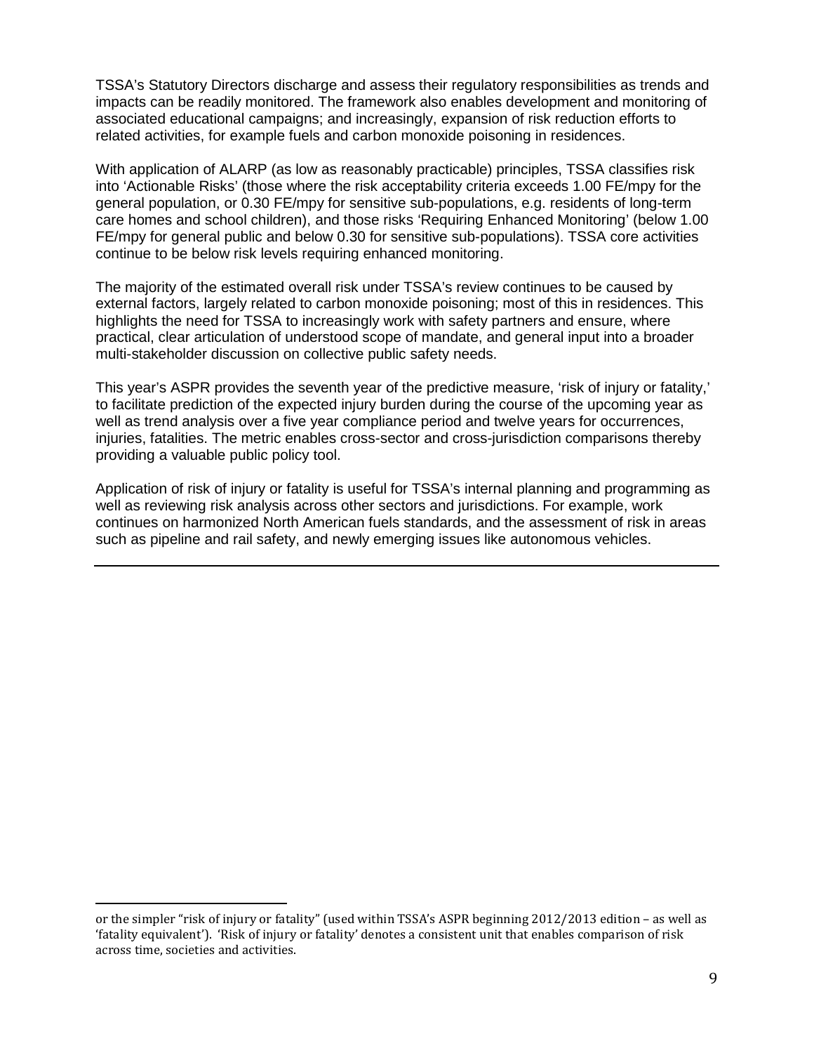TSSA's Statutory Directors discharge and assess their regulatory responsibilities as trends and impacts can be readily monitored. The framework also enables development and monitoring of associated educational campaigns; and increasingly, expansion of risk reduction efforts to related activities, for example fuels and carbon monoxide poisoning in residences.

With application of ALARP (as low as reasonably practicable) principles, TSSA classifies risk into 'Actionable Risks' (those where the risk acceptability criteria exceeds 1.00 FE/mpy for the general population, or 0.30 FE/mpy for sensitive sub-populations, e.g. residents of long-term care homes and school children), and those risks 'Requiring Enhanced Monitoring' (below 1.00 FE/mpy for general public and below 0.30 for sensitive sub-populations). TSSA core activities continue to be below risk levels requiring enhanced monitoring.

The majority of the estimated overall risk under TSSA's review continues to be caused by external factors, largely related to carbon monoxide poisoning; most of this in residences. This highlights the need for TSSA to increasingly work with safety partners and ensure, where practical, clear articulation of understood scope of mandate, and general input into a broader multi-stakeholder discussion on collective public safety needs.

This year's ASPR provides the seventh year of the predictive measure, 'risk of injury or fatality,' to facilitate prediction of the expected injury burden during the course of the upcoming year as well as trend analysis over a five year compliance period and twelve years for occurrences, injuries, fatalities. The metric enables cross-sector and cross-jurisdiction comparisons thereby providing a valuable public policy tool.

Application of risk of injury or fatality is useful for TSSA's internal planning and programming as well as reviewing risk analysis across other sectors and jurisdictions. For example, work continues on harmonized North American fuels standards, and the assessment of risk in areas such as pipeline and rail safety, and newly emerging issues like autonomous vehicles.

---

or the simpler "risk of injury or fatality" (used within TSSA's ASPR beginning 2012/2013 edition – as well as 'fatality equivalent'). 'Risk of injury or fatality' denotes a consistent unit that enables comparison of risk across time, societies and activities.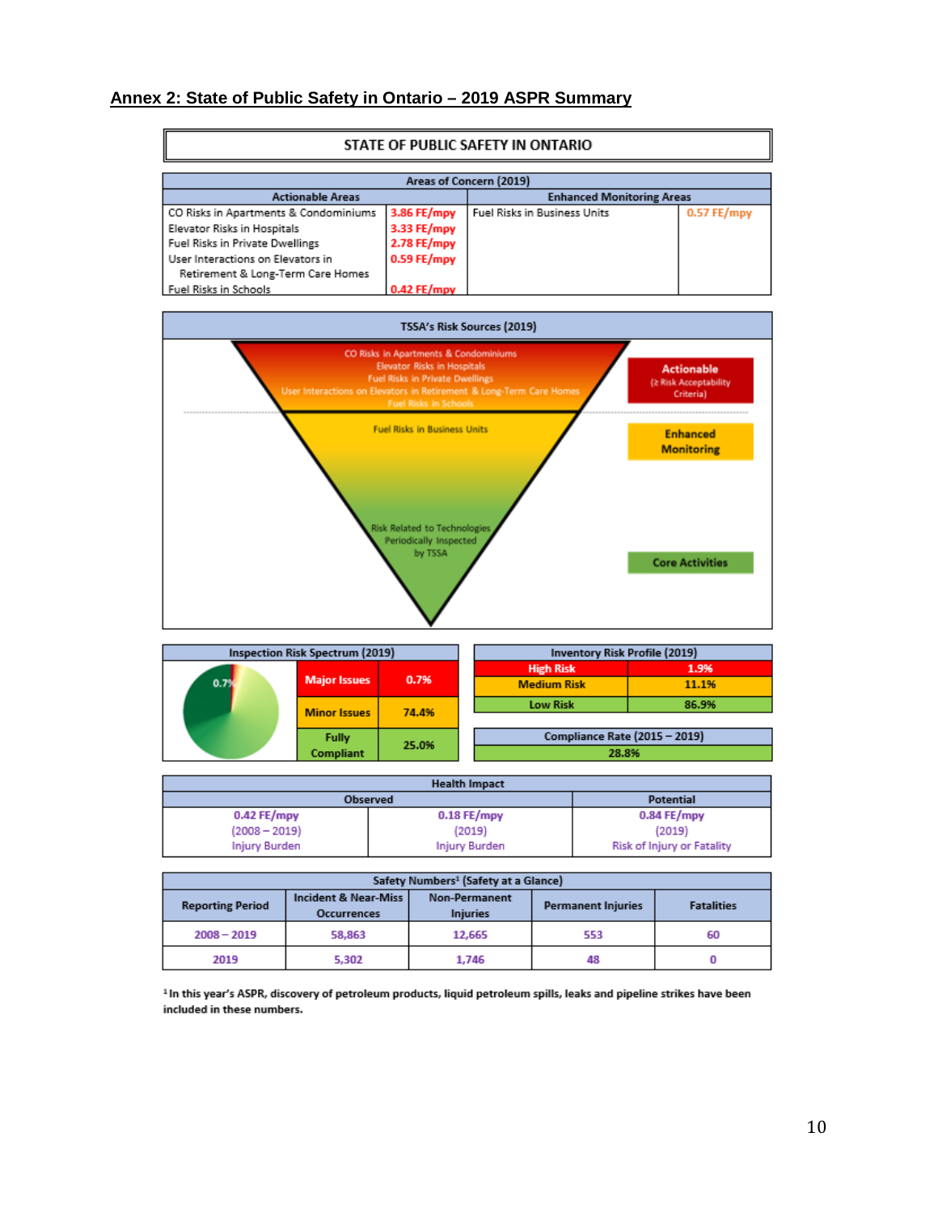## Annex 2: State of Public Safety in Ontario – 2019 ASPR Summary

**STATE OF PUBLIC SAFETY IN ONTARIO**

| Areas of Concern (2019) | | | |
|---|---|---|---|
| **Actionable Areas** | | **Enhanced Monitoring Areas** | |
| CO Risks in Apartments & Condominiums | 3.86 FE/mpy | Fuel Risks in Business Units | 0.57 FE/mpy |
| Elevator Risks in Hospitals | 3.33 FE/mpy | | |
| Fuel Risks in Private Dwellings | 2.78 FE/mpy | | |
| User Interactions on Elevators in Retirement & Long-Term Care Homes | 0.59 FE/mpy | | |
| Fuel Risks in Schools | 0.42 FE/mpy | | |

**TSSA's Risk Sources (2019)**

CO Risks in Apartments & Condominiums
Elevator Risks in Hospitals
Fuel Risks in Private Dwellings
User Interactions on Elevators in Retirement & Long-Term Care Homes
Fuel Risks in Schools

Fuel Risks in Business Units

Risk Related to Technologies Periodically Inspected by TSSA

Actionable (≥ Risk Acceptability Criteria)

Enhanced Monitoring

Core Activities

**Inspection Risk Spectrum (2019)**

0.7%

| | |
|---|---|
| Major Issues | 0.7% |
| Minor Issues | 74.4% |
| Fully Compliant | 25.0% |

| Inventory Risk Profile (2019) | |
|---|---|
| High Risk | 1.9% |
| Medium Risk | 11.1% |
| Low Risk | 86.9% |

| Compliance Rate (2015 – 2019) |
|---|
| 28.8% |

| Health Impact | | |
|---|---|---|
| **Observed** | | **Potential** |
| 0.42 FE/mpy (2008 – 2019) Injury Burden | 0.18 FE/mpy (2019) Injury Burden | 0.84 FE/mpy (2019) Risk of Injury or Fatality |

**Safety Numbers[1] (Safety at a Glance)**

| Reporting Period | Incident & Near-Miss Occurrences | Non-Permanent Injuries | Permanent Injuries | Fatalities |
|---|---|---|---|---|
| 2008 – 2019 | 58,863 | 12,665 | 553 | 60 |
| 2019 | 5,302 | 1,746 | 48 | 0 |

[1] In this year's ASPR, discovery of petroleum products, liquid petroleum spills, leaks and pipeline strikes have been included in these numbers.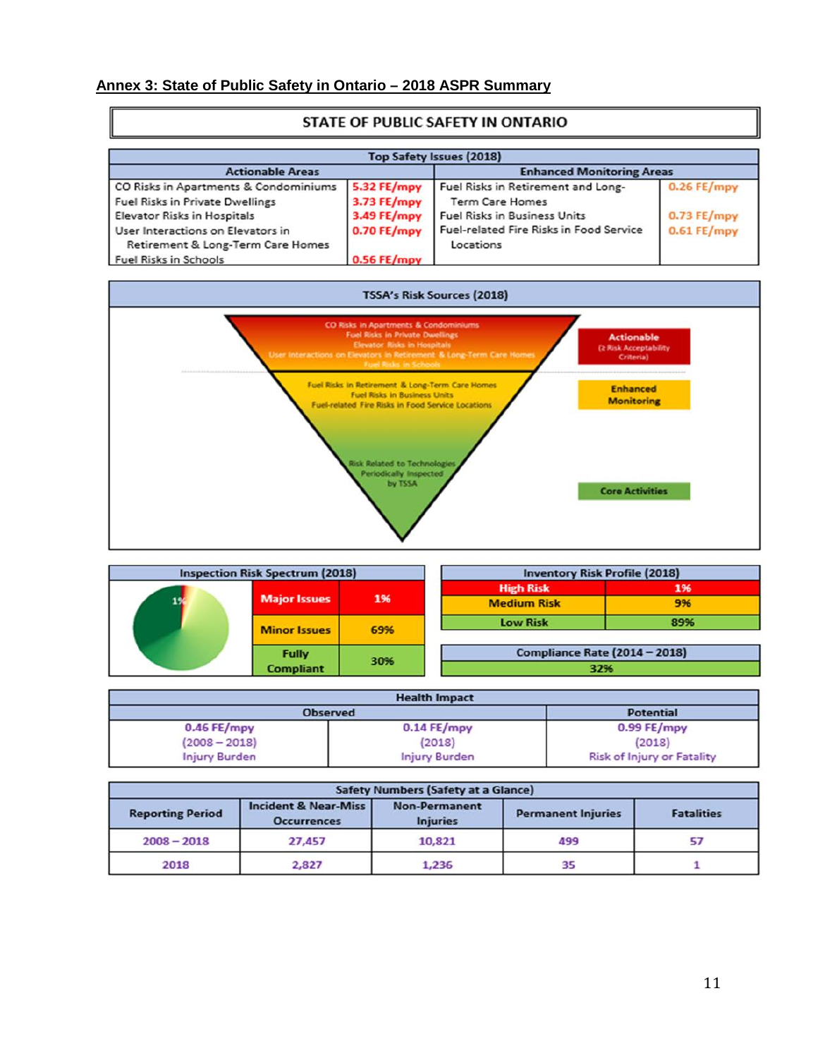## Annex 3: State of Public Safety in Ontario – 2018 ASPR Summary

### STATE OF PUBLIC SAFETY IN ONTARIO

| Top Safety Issues (2018) | | | |
|---|---|---|---|
| **Actionable Areas** | | **Enhanced Monitoring Areas** | |
| CO Risks in Apartments & Condominiums | 5.32 FE/mpy | Fuel Risks in Retirement and Long-Term Care Homes | 0.26 FE/mpy |
| Fuel Risks in Private Dwellings | 3.73 FE/mpy | | |
| Elevator Risks in Hospitals | 3.49 FE/mpy | Fuel Risks in Business Units | 0.73 FE/mpy |
| User Interactions on Elevators in Retirement & Long-Term Care Homes | 0.70 FE/mpy | Fuel-related Fire Risks in Food Service Locations | 0.61 FE/mpy |
| Fuel Risks in Schools | 0.56 FE/mpy | | |

**TSSA's Risk Sources (2018)**

CO Risks in Apartments & Condominiums
Fuel Risks in Private Dwellings
Elevator Risks in Hospitals
User Interactions on Elevators in Retirement & Long-Term Care Homes
Fuel Risks in Schools

Actionable (≥ Risk Acceptability Criteria)

Fuel Risks in Retirement & Long-Term Care Homes
Fuel Risks in Business Units
Fuel-related Fire Risks in Food Service Locations

Enhanced Monitoring

Risk Related to Technologies Periodically Inspected by TSSA

Core Activities

**Inspection Risk Spectrum (2018)**

1%

| | |
|---|---|
| Major Issues | 1% |
| Minor Issues | 69% |
| Fully Compliant | 30% |

| Inventory Risk Profile (2018) | |
|---|---|
| High Risk | 1% |
| Medium Risk | 9% |
| Low Risk | 89% |

| Compliance Rate (2014 – 2018) |
|---|
| 32% |

| Health Impact | | |
|---|---|---|
| **Observed** | | **Potential** |
| 0.46 FE/mpy (2008 – 2018) Injury Burden | 0.14 FE/mpy (2018) Injury Burden | 0.99 FE/mpy (2018) Risk of Injury or Fatality |

| Reporting Period | Incident & Near-Miss Occurrences | Non-Permanent Injuries | Permanent Injuries | Fatalities |
|---|---|---|---|---|
| 2008 – 2018 | 27,457 | 10,821 | 499 | 57 |
| 2018 | 2,827 | 1,236 | 35 | 1 |

Safety Numbers (Safety at a Glance)